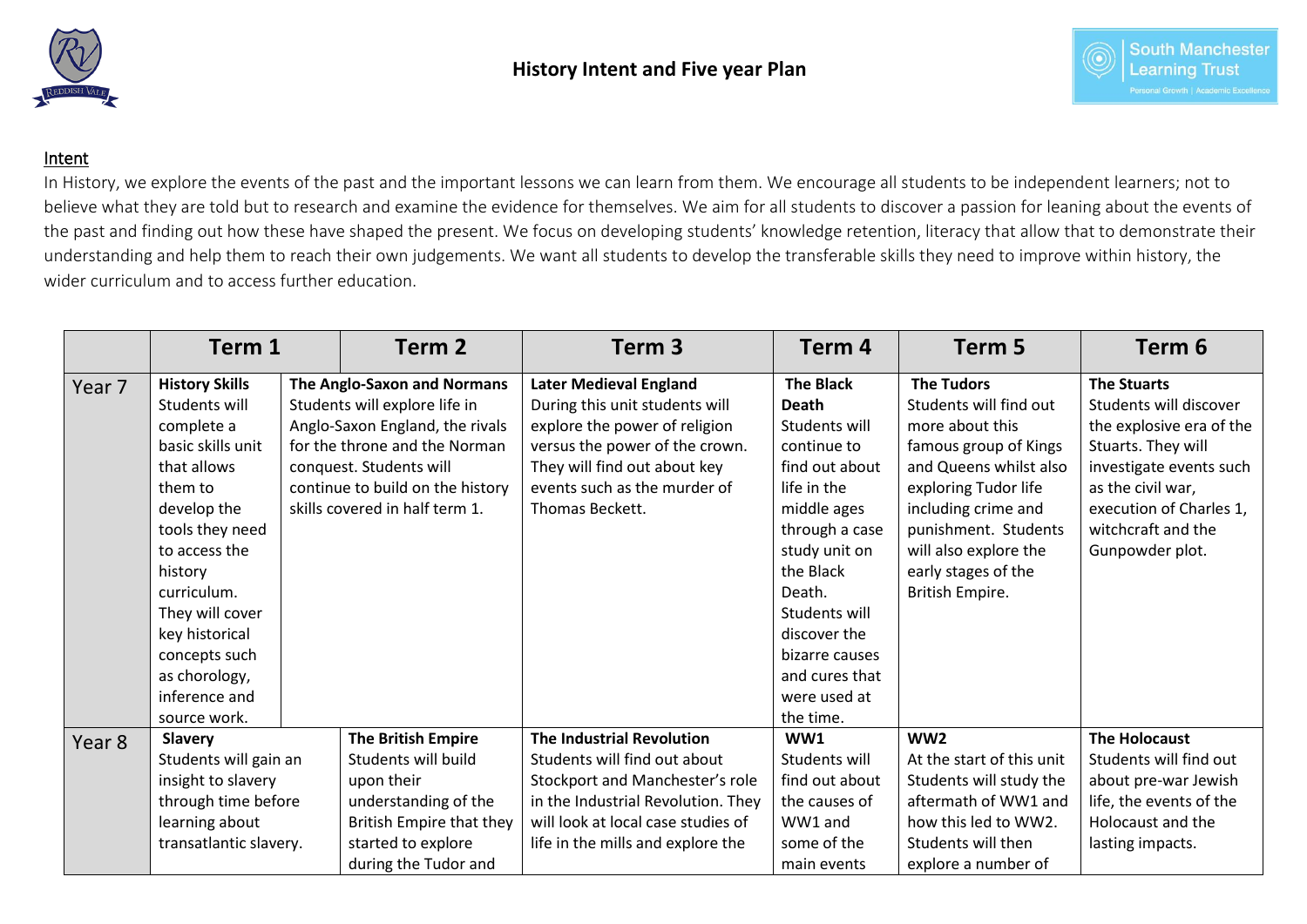# History Intent and Five year Plan

## Intent

In History, we explore the events of the past and the important lessons we can learn from them. We encourage all students to be independent learners; not to believe what they are told but to research and examine the evidence for themselves. We aim for all students to discover a passion for leaning about the events of the past and finding out how these have shaped the present. We focus on developing students' knowledge retention, literacy that allow that to demonstrate their understanding and help them to reach their own judgements. We want all students to develop the transferable skills they need to improve within history, the wider curriculum and to access further education.

| | Term 1 | Term 2 | Term 3 | Term 4 | Term 5 | Term 6 |
|---|---|---|---|---|---|---|
| Year 7 | **History Skills** Students will complete a basic skills unit that allows them to develop the tools they need to access the history curriculum. They will cover key historical concepts such as chorology, inference and source work. | **The Anglo-Saxon and Normans** Students will explore life in Anglo-Saxon England, the rivals for the throne and the Norman conquest. Students will continue to build on the history skills covered in half term 1. | **Later Medieval England** During this unit students will explore the power of religion versus the power of the crown. They will find out about key events such as the murder of Thomas Beckett. | **The Black Death** Students will continue to find out about life in the middle ages through a case study unit on the Black Death. Students will discover the bizarre causes and cures that were used at the time. | **The Tudors** Students will find out more about this famous group of Kings and Queens whilst also exploring Tudor life including crime and punishment. Students will also explore the early stages of the British Empire. | **The Stuarts** Students will discover the explosive era of the Stuarts. They will investigate events such as the civil war, execution of Charles 1, witchcraft and the Gunpowder plot. |
| Year 8 | **Slavery** Students will gain an insight to slavery through time before learning about transatlantic slavery. | **The British Empire** Students will build upon their understanding of the British Empire that they started to explore during the Tudor and | **The Industrial Revolution** Students will find out about Stockport and Manchester's role in the Industrial Revolution. They will look at local case studies of life in the mills and explore the | **WW1** Students will find out about the causes of WW1 and some of the main events | **WW2** At the start of this unit Students will study the aftermath of WW1 and how this led to WW2. Students will then explore a number of | **The Holocaust** Students will find out about pre-war Jewish life, the events of the Holocaust and the lasting impacts. |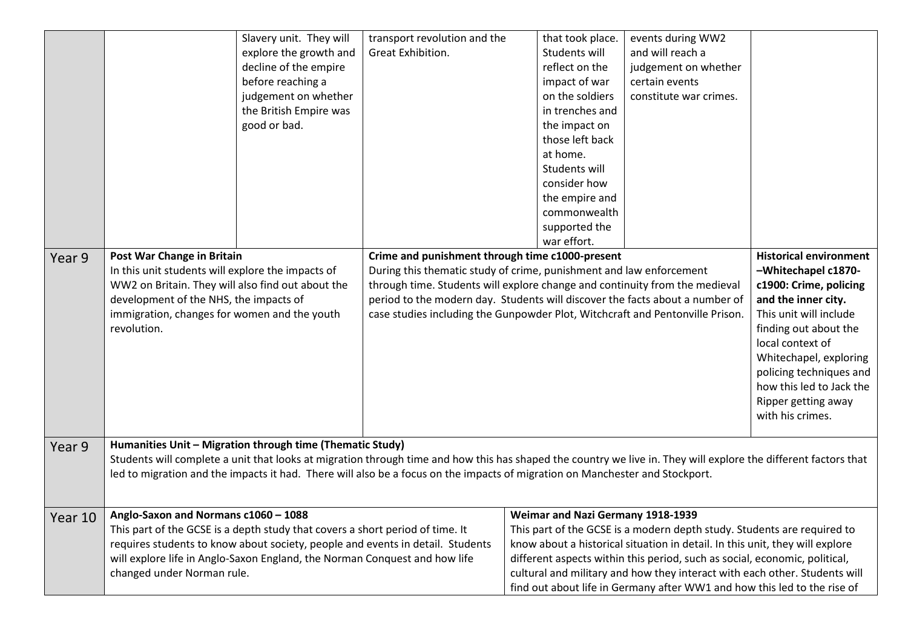| | | | | | | |
|---|---|---|---|---|---|---|
| | | Slavery unit. They will explore the growth and decline of the empire before reaching a judgement on whether the British Empire was good or bad. | transport revolution and the Great Exhibition. | that took place. Students will reflect on the impact of war on the soldiers in trenches and the impact on those left back at home. Students will consider how the empire and commonwealth supported the war effort. | events during WW2 and will reach a judgement on whether certain events constitute war crimes. | |
| Year 9 | **Post War Change in Britain** In this unit students will explore the impacts of WW2 on Britain. They will also find out about the development of the NHS, the impacts of immigration, changes for women and the youth revolution. | | **Crime and punishment through time c1000-present** During this thematic study of crime, punishment and law enforcement through time. Students will explore change and continuity from the medieval period to the modern day. Students will discover the facts about a number of case studies including the Gunpowder Plot, Witchcraft and Pentonville Prison. | | | **Historical environment –Whitechapel c1870-c1900: Crime, policing and the inner city.** This unit will include finding out about the local context of Whitechapel, exploring policing techniques and how this led to Jack the Ripper getting away with his crimes. |
| Year 9 | **Humanities Unit – Migration through time (Thematic Study)** Students will complete a unit that looks at migration through time and how this has shaped the country we live in. They will explore the different factors that led to migration and the impacts it had. There will also be a focus on the impacts of migration on Manchester and Stockport. | | | | | |
| Year 10 | **Anglo-Saxon and Normans c1060 – 1088** This part of the GCSE is a depth study that covers a short period of time. It requires students to know about society, people and events in detail. Students will explore life in Anglo-Saxon England, the Norman Conquest and how life changed under Norman rule. | | | **Weimar and Nazi Germany 1918-1939** This part of the GCSE is a modern depth study. Students are required to know about a historical situation in detail. In this unit, they will explore different aspects within this period, such as social, economic, political, cultural and military and how they interact with each other. Students will find out about life in Germany after WW1 and how this led to the rise of | | |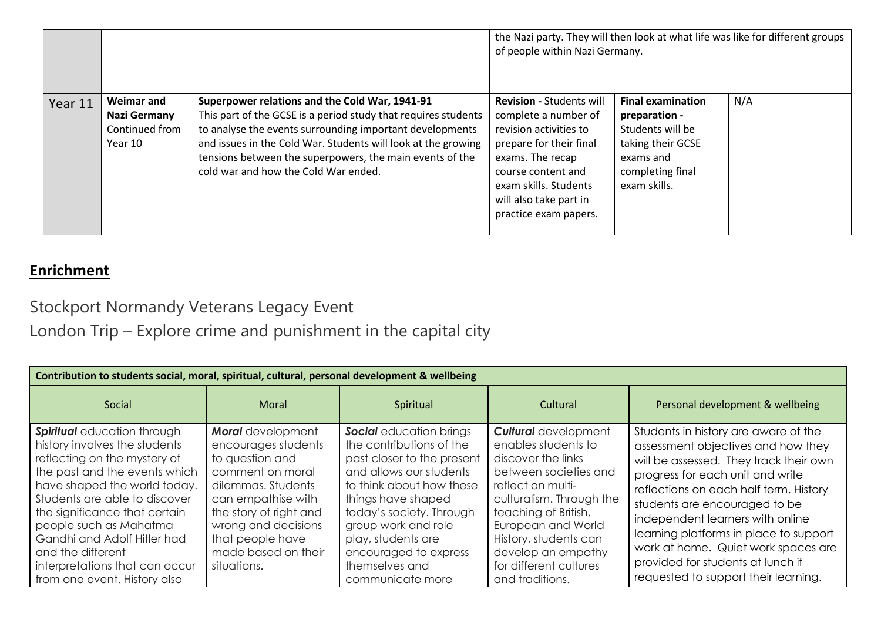| | | | | | |
|---|---|---|---|---|---|
| | | | the Nazi party. They will then look at what life was like for different groups of people within Nazi Germany. | | |
| Year 11 | **Weimar and Nazi Germany** Continued from Year 10 | **Superpower relations and the Cold War, 1941-91** This part of the GCSE is a period study that requires students to analyse the events surrounding important developments and issues in the Cold War. Students will look at the growing tensions between the superpowers, the main events of the cold war and how the Cold War ended. | **Revision -** Students will complete a number of revision activities to prepare for their final exams. The recap course content and exam skills. Students will also take part in practice exam papers. | **Final examination preparation -** Students will be taking their GCSE exams and completing final exam skills. | N/A |

## Enrichment

Stockport Normandy Veterans Legacy Event

London Trip – Explore crime and punishment in the capital city

| **Contribution to students social, moral, spiritual, cultural, personal development & wellbeing** | | | | |
|---|---|---|---|---|
| Social | Moral | Spiritual | Cultural | Personal development & wellbeing |
| ***Spiritual*** education through history involves the students reflecting on the mystery of the past and the events which have shaped the world today. Students are able to discover the significance that certain people such as Mahatma Gandhi and Adolf Hitler had and the different interpretations that can occur from one event. History also | ***Moral*** development encourages students to question and comment on moral dilemmas. Students can empathise with the story of right and wrong and decisions that people have made based on their situations. | ***Social*** education brings the contributions of the past closer to the present and allows our students to think about how these things have shaped today's society. Through group work and role play, students are encouraged to express themselves and communicate more | ***Cultural*** development enables students to discover the links between societies and reflect on multi-culturalism. Through the teaching of British, European and World History, students can develop an empathy for different cultures and traditions. | Students in history are aware of the assessment objectives and how they will be assessed. They track their own progress for each unit and write reflections on each half term. History students are encouraged to be independent learners with online learning platforms in place to support work at home. Quiet work spaces are provided for students at lunch if requested to support their learning. |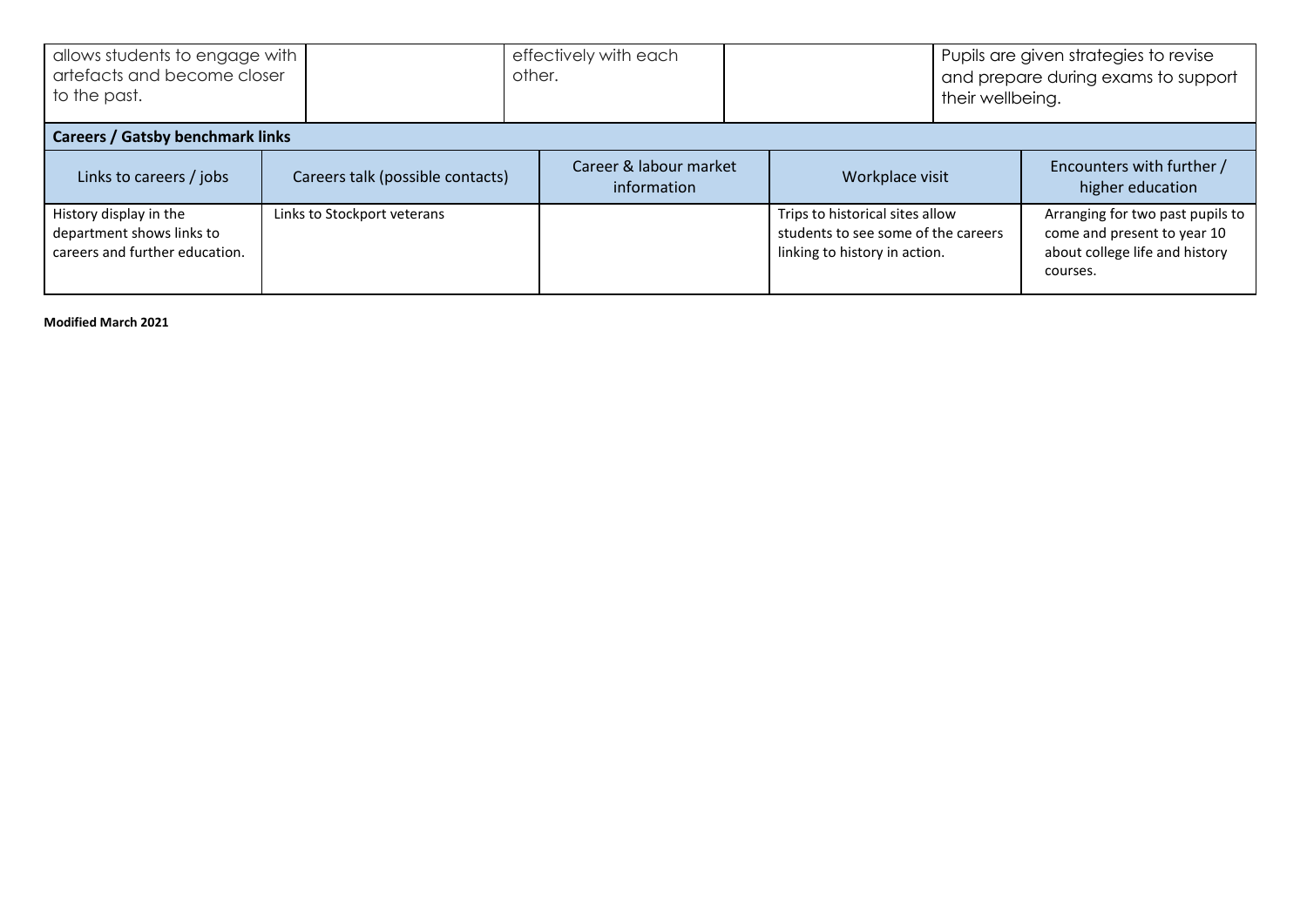| | | | | |
|---|---|---|---|---|
| allows students to engage with artefacts and become closer to the past. | | effectively with each other. | | Pupils are given strategies to revise and prepare during exams to support their wellbeing. |

**Careers / Gatsby benchmark links**

| Links to careers / jobs | Careers talk (possible contacts) | Career & labour market information | Workplace visit | Encounters with further / higher education |
|---|---|---|---|---|
| History display in the department shows links to careers and further education. | Links to Stockport veterans | | Trips to historical sites allow students to see some of the careers linking to history in action. | Arranging for two past pupils to come and present to year 10 about college life and history courses. |

**Modified March 2021**